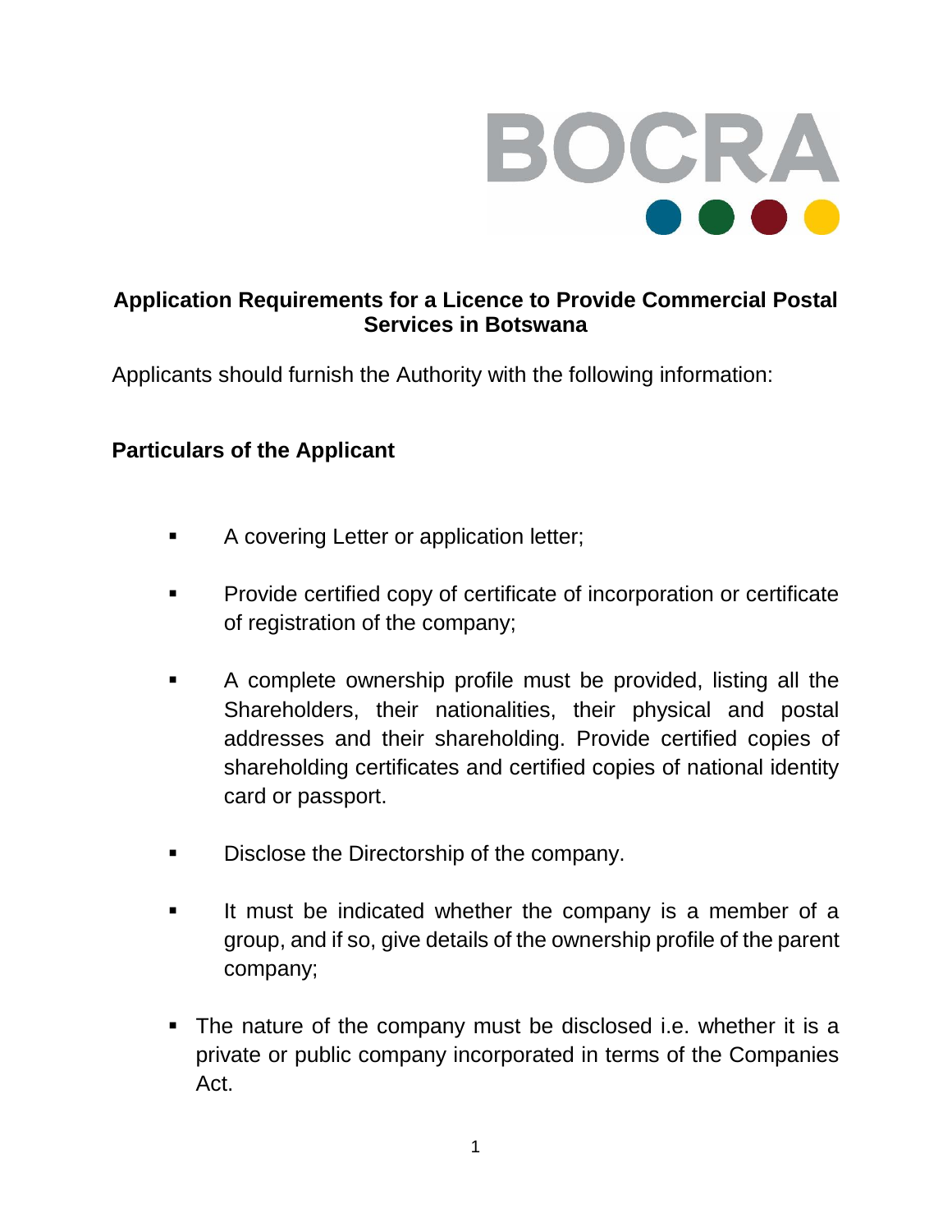BOCRA

## Application Requirements for a Licence to Provide Commercial Postal Services in Botswana

Applicants should furnish the Authority with the following information:

### Particulars of the Applicant

- A covering Letter or application letter;
- Provide certified copy of certificate of incorporation or certificate of registration of the company;
- A complete ownership profile must be provided, listing all the Shareholders, their nationalities, their physical and postal addresses and their shareholding. Provide certified copies of shareholding certificates and certified copies of national identity card or passport.
- Disclose the Directorship of the company.
- It must be indicated whether the company is a member of a group, and if so, give details of the ownership profile of the parent company;
- The nature of the company must be disclosed i.e. whether it is a private or public company incorporated in terms of the Companies Act.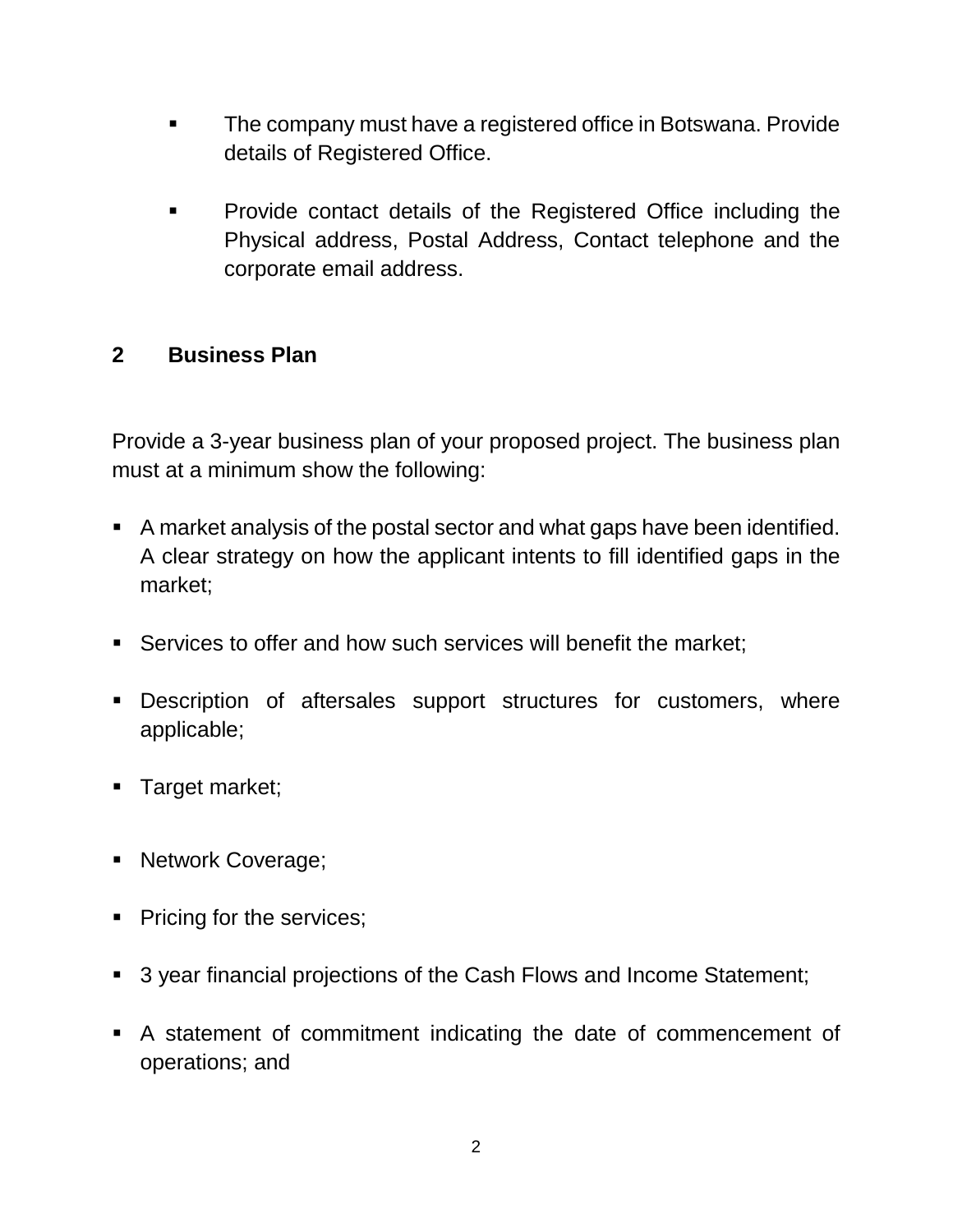- The company must have a registered office in Botswana. Provide details of Registered Office.

- Provide contact details of the Registered Office including the Physical address, Postal Address, Contact telephone and the corporate email address.

## 2 Business Plan

Provide a 3-year business plan of your proposed project. The business plan must at a minimum show the following:

- A market analysis of the postal sector and what gaps have been identified. A clear strategy on how the applicant intents to fill identified gaps in the market;

- Services to offer and how such services will benefit the market;

- Description of aftersales support structures for customers, where applicable;

- Target market;

- Network Coverage;

- Pricing for the services;

- 3 year financial projections of the Cash Flows and Income Statement;

- A statement of commitment indicating the date of commencement of operations; and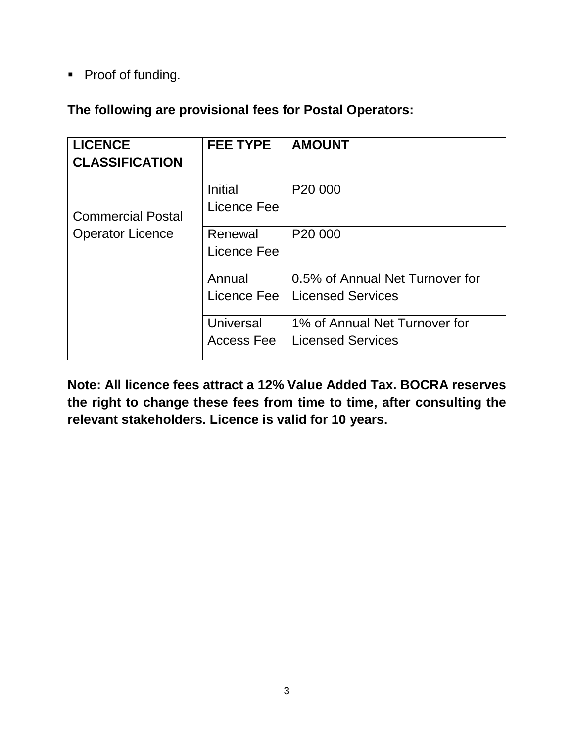- Proof of funding.

**The following are provisional fees for Postal Operators:**

| **LICENCE CLASSIFICATION** | **FEE TYPE** | **AMOUNT** |
|---|---|---|
| Commercial Postal Operator Licence | Initial Licence Fee | P20 000 |
| | Renewal Licence Fee | P20 000 |
| | Annual Licence Fee | 0.5% of Annual Net Turnover for Licensed Services |
| | Universal Access Fee | 1% of Annual Net Turnover for Licensed Services |

**Note: All licence fees attract a 12% Value Added Tax. BOCRA reserves the right to change these fees from time to time, after consulting the relevant stakeholders. Licence is valid for 10 years.**